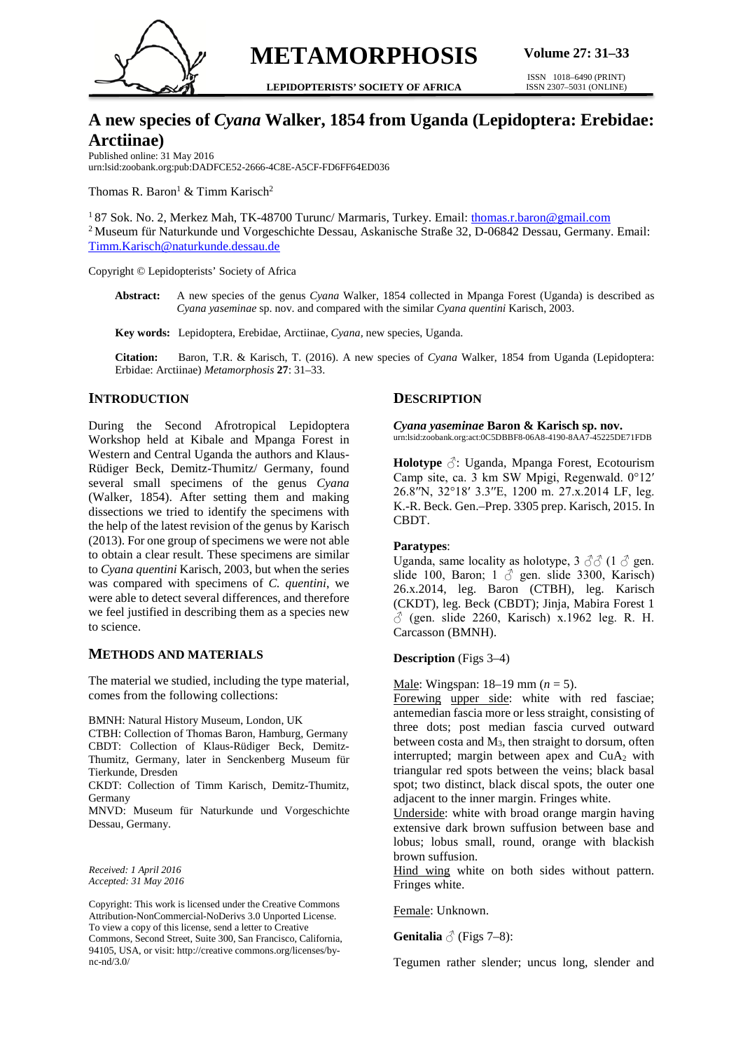# A new species of *Cyana* Walker, 1854 from Uganda (Lepidoptera: Erebidae: Arctiinae)

Published online: 31 May 2016
urn:lsid:zoobank.org:pub:DADFCE52-2666-4C8E-A5CF-FD6FF64ED036

Thomas R. Baron[1] & Timm Karisch[2]

[1] 87 Sok. No. 2, Merkez Mah, TK-48700 Turunc/ Marmaris, Turkey. Email: thomas.r.baron@gmail.com
[2] Museum für Naturkunde und Vorgeschichte Dessau, Askanische Straße 32, D-06842 Dessau, Germany. Email: Timm.Karisch@naturkunde.dessau.de

Copyright © Lepidopterists' Society of Africa

**Abstract:** A new species of the genus *Cyana* Walker, 1854 collected in Mpanga Forest (Uganda) is described as *Cyana yaseminae* sp. nov. and compared with the similar *Cyana quentini* Karisch, 2003.

**Key words:** Lepidoptera, Erebidae, Arctiinae, *Cyana*, new species, Uganda.

**Citation:** Baron, T.R. & Karisch, T. (2016). A new species of *Cyana* Walker, 1854 from Uganda (Lepidoptera: Erbidae: Arctiinae) *Metamorphosis* **27**: 31–33.

## INTRODUCTION

During the Second Afrotropical Lepidoptera Workshop held at Kibale and Mpanga Forest in Western and Central Uganda the authors and Klaus-Rüdiger Beck, Demitz-Thumitz/ Germany, found several small specimens of the genus *Cyana* (Walker, 1854). After setting them and making dissections we tried to identify the specimens with the help of the latest revision of the genus by Karisch (2013). For one group of specimens we were not able to obtain a clear result. These specimens are similar to *Cyana quentini* Karisch, 2003, but when the series was compared with specimens of *C. quentini*, we were able to detect several differences, and therefore we feel justified in describing them as a species new to science.

## METHODS AND MATERIALS

The material we studied, including the type material, comes from the following collections:

BMNH: Natural History Museum, London, UK
CTBH: Collection of Thomas Baron, Hamburg, Germany
CBDT: Collection of Klaus-Rüdiger Beck, Demitz-Thumitz, Germany, later in Senckenberg Museum für Tierkunde, Dresden
CKDT: Collection of Timm Karisch, Demitz-Thumitz, Germany
MNVD: Museum für Naturkunde und Vorgeschichte Dessau, Germany.

*Received: 1 April 2016*
*Accepted: 31 May 2016*

Copyright: This work is licensed under the Creative Commons Attribution-NonCommercial-NoDerivs 3.0 Unported License. To view a copy of this license, send a letter to Creative Commons, Second Street, Suite 300, San Francisco, California, 94105, USA, or visit: http://creative commons.org/licenses/by-nc-nd/3.0/

## DESCRIPTION

***Cyana yaseminae*** **Baron & Karisch sp. nov.**
urn:lsid:zoobank.org:act:0C5DBBF8-06A8-4190-8AA7-45225DE71FDB

**Holotype** ♂: Uganda, Mpanga Forest, Ecotourism Camp site, ca. 3 km SW Mpigi, Regenwald. 0°12′ 26.8″N, 32°18′ 3.3″E, 1200 m. 27.x.2014 LF, leg. K.-R. Beck. Gen.–Prep. 3305 prep. Karisch, 2015. In CBDT.

**Paratypes**:
Uganda, same locality as holotype, 3 ♂♂ (1 ♂ gen. slide 100, Baron; 1 ♂ gen. slide 3300, Karisch) 26.x.2014, leg. Baron (CTBH), leg. Karisch (CKDT), leg. Beck (CBDT); Jinja, Mabira Forest 1 ♂ (gen. slide 2260, Karisch) x.1962 leg. R. H. Carcasson (BMNH).

**Description** (Figs 3–4)

Male: Wingspan: 18–19 mm ($n = 5$).
Forewing upper side: white with red fasciae; antemedian fascia more or less straight, consisting of three dots; post median fascia curved outward between costa and $M_3$, then straight to dorsum, often interrupted; margin between apex and $CuA_2$ with triangular red spots between the veins; black basal spot; two distinct, black discal spots, the outer one adjacent to the inner margin. Fringes white.
Underside: white with broad orange margin having extensive dark brown suffusion between base and lobus; lobus small, round, orange with blackish brown suffusion.
Hind wing white on both sides without pattern. Fringes white.

Female: Unknown.

**Genitalia** ♂ (Figs 7–8):

Tegumen rather slender; uncus long, slender and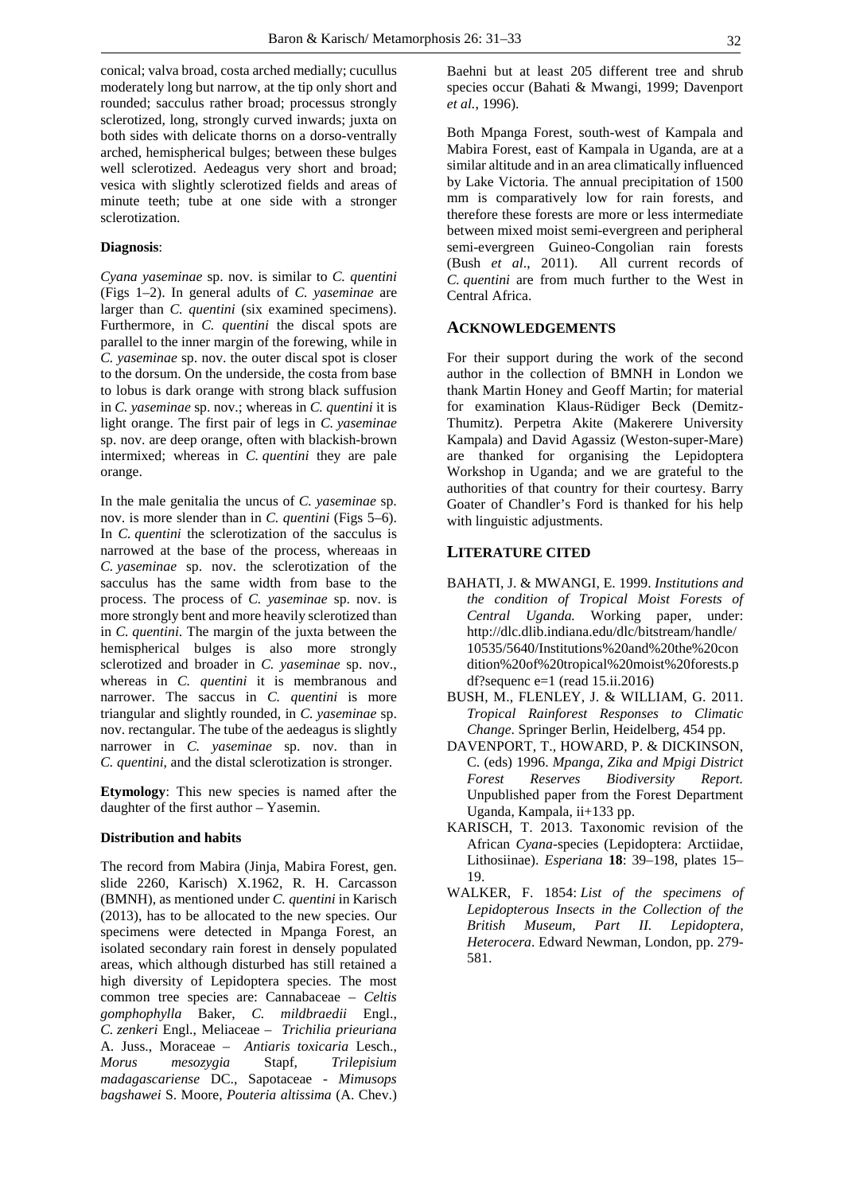conical; valva broad, costa arched medially; cucullus moderately long but narrow, at the tip only short and rounded; sacculus rather broad; processus strongly sclerotized, long, strongly curved inwards; juxta on both sides with delicate thorns on a dorso-ventrally arched, hemispherical bulges; between these bulges well sclerotized. Aedeagus very short and broad; vesica with slightly sclerotized fields and areas of minute teeth; tube at one side with a stronger sclerotization.

**Diagnosis**:

*Cyana yaseminae* sp. nov. is similar to *C. quentini* (Figs 1–2). In general adults of *C. yaseminae* are larger than *C. quentini* (six examined specimens). Furthermore, in *C. quentini* the discal spots are parallel to the inner margin of the forewing, while in *C. yaseminae* sp. nov. the outer discal spot is closer to the dorsum. On the underside, the costa from base to lobus is dark orange with strong black suffusion in *C. yaseminae* sp. nov.; whereas in *C. quentini* it is light orange. The first pair of legs in *C. yaseminae* sp. nov. are deep orange, often with blackish-brown intermixed; whereas in *C. quentini* they are pale orange.

In the male genitalia the uncus of *C. yaseminae* sp. nov. is more slender than in *C. quentini* (Figs 5–6). In *C. quentini* the sclerotization of the sacculus is narrowed at the base of the process, whereaas in *C. yaseminae* sp. nov. the sclerotization of the sacculus has the same width from base to the process. The process of *C. yaseminae* sp. nov. is more strongly bent and more heavily sclerotized than in *C. quentini*. The margin of the juxta between the hemispherical bulges is also more strongly sclerotized and broader in *C. yaseminae* sp. nov., whereas in *C. quentini* it is membranous and narrower. The saccus in *C. quentini* is more triangular and slightly rounded, in *C. yaseminae* sp. nov. rectangular. The tube of the aedeagus is slightly narrower in *C. yaseminae* sp. nov. than in *C. quentini*, and the distal sclerotization is stronger.

**Etymology**: This new species is named after the daughter of the first author – Yasemin.

**Distribution and habits**

The record from Mabira (Jinja, Mabira Forest, gen. slide 2260, Karisch) X.1962, R. H. Carcasson (BMNH), as mentioned under *C. quentini* in Karisch (2013), has to be allocated to the new species. Our specimens were detected in Mpanga Forest, an isolated secondary rain forest in densely populated areas, which although disturbed has still retained a high diversity of Lepidoptera species. The most common tree species are: Cannabaceae – *Celtis gomphophylla* Baker, *C. mildbraedii* Engl., *C. zenkeri* Engl., Meliaceae – *Trichilia prieuriana* A. Juss., Moraceae – *Antiaris toxicaria* Lesch., *Morus mesozygia* Stapf, *Trilepisium madagascariense* DC., Sapotaceae - *Mimusops bagshawei* S. Moore, *Pouteria altissima* (A. Chev.) Baehni but at least 205 different tree and shrub species occur (Bahati & Mwangi, 1999; Davenport *et al.*, 1996).

Both Mpanga Forest, south-west of Kampala and Mabira Forest, east of Kampala in Uganda, are at a similar altitude and in an area climatically influenced by Lake Victoria. The annual precipitation of 1500 mm is comparatively low for rain forests, and therefore these forests are more or less intermediate between mixed moist semi-evergreen and peripheral semi-evergreen Guineo-Congolian rain forests (Bush *et al*., 2011). All current records of *C. quentini* are from much further to the West in Central Africa.

## Acknowledgements

For their support during the work of the second author in the collection of BMNH in London we thank Martin Honey and Geoff Martin; for material for examination Klaus-Rüdiger Beck (Demitz-Thumitz). Perpetra Akite (Makerere University Kampala) and David Agassiz (Weston-super-Mare) are thanked for organising the Lepidoptera Workshop in Uganda; and we are grateful to the authorities of that country for their courtesy. Barry Goater of Chandler's Ford is thanked for his help with linguistic adjustments.

## Literature Cited

- BAHATI, J. & MWANGI, E. 1999. *Institutions and the condition of Tropical Moist Forests of Central Uganda.* Working paper, under: http://dlc.dlib.indiana.edu/dlc/bitstream/handle/10535/5640/Institutions%20and%20the%20condition%20of%20tropical%20moist%20forests.pdf?sequenc e=1 (read 15.ii.2016)
- BUSH, M., FLENLEY, J. & WILLIAM, G. 2011. *Tropical Rainforest Responses to Climatic Change*. Springer Berlin, Heidelberg, 454 pp.
- DAVENPORT, T., HOWARD, P. & DICKINSON, C. (eds) 1996. *Mpanga, Zika and Mpigi District Forest Reserves Biodiversity Report.* Unpublished paper from the Forest Department Uganda, Kampala, ii+133 pp.
- KARISCH, T. 2013. Taxonomic revision of the African *Cyana*-species (Lepidoptera: Arctiidae, Lithosiinae). *Esperiana* **18**: 39–198, plates 15–19.
- WALKER, F. 1854: *List of the specimens of Lepidopterous Insects in the Collection of the British Museum, Part II. Lepidoptera, Heterocera*. Edward Newman, London, pp. 279-581.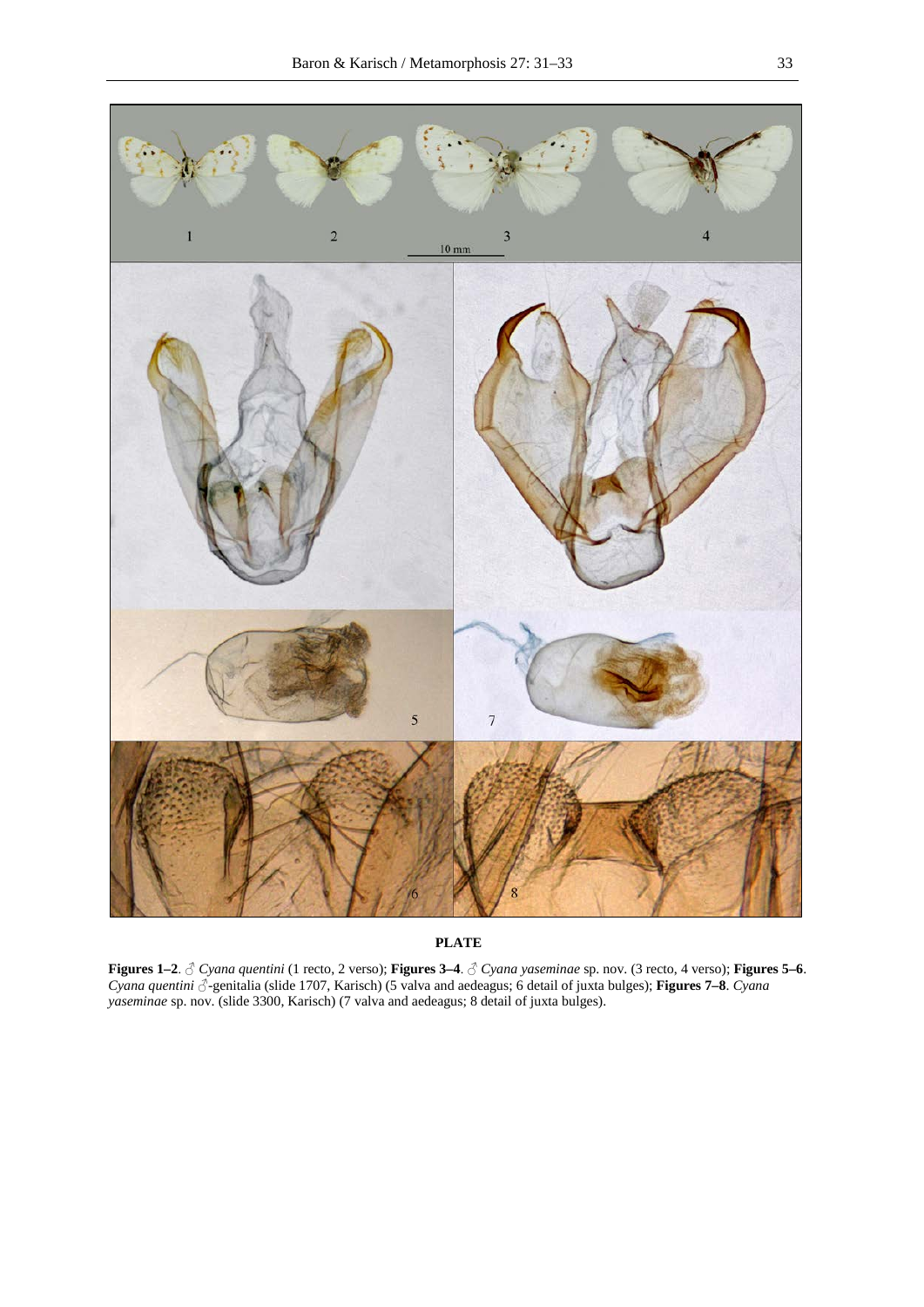**PLATE**

**Figures 1–2**. ♂ *Cyana quentini* (1 recto, 2 verso); **Figures 3–4**. ♂ *Cyana yaseminae* sp. nov. (3 recto, 4 verso); **Figures 5–6**. *Cyana quentini* ♂-genitalia (slide 1707, Karisch) (5 valva and aedeagus; 6 detail of juxta bulges); **Figures 7–8**. *Cyana yaseminae* sp. nov. (slide 3300, Karisch) (7 valva and aedeagus; 8 detail of juxta bulges).